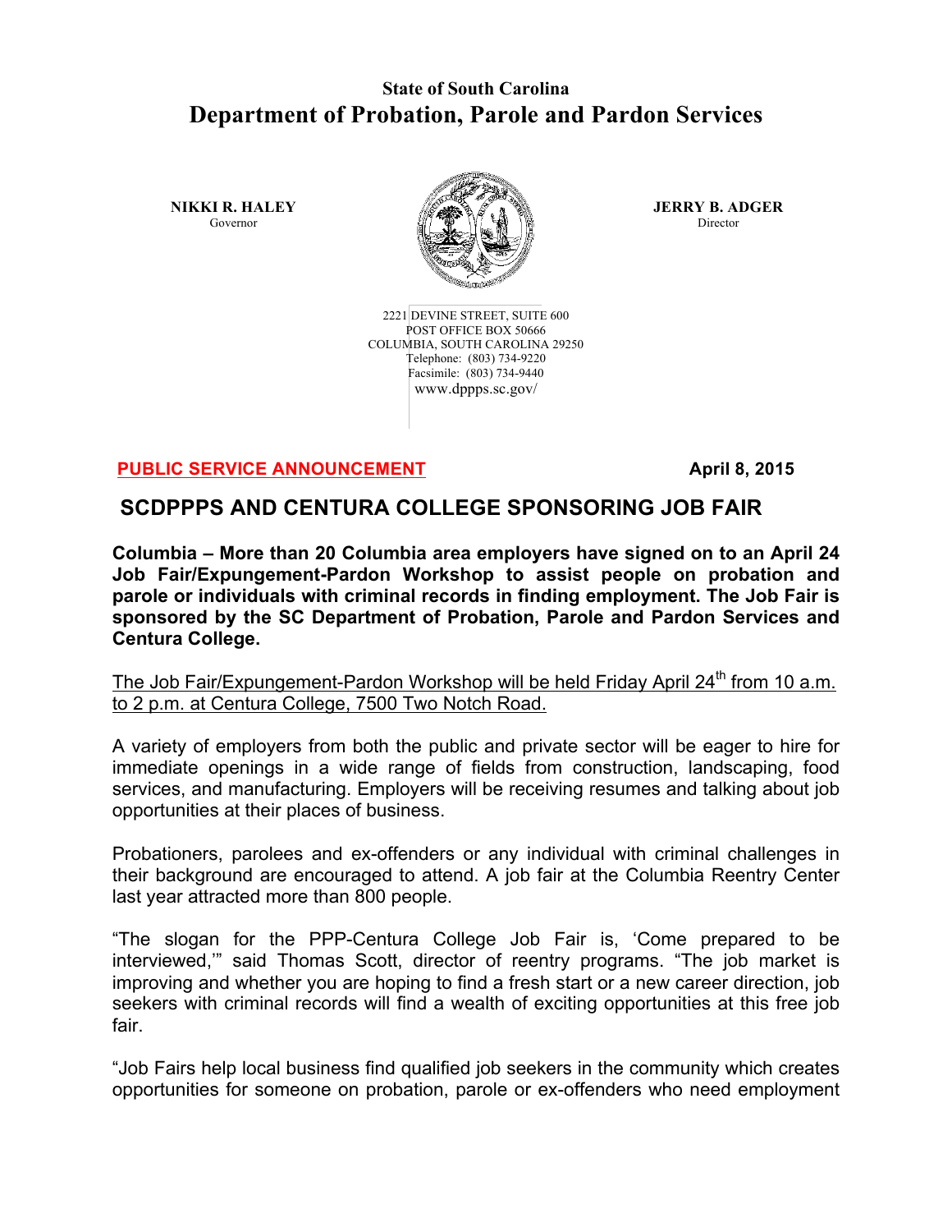**State of South Carolina**

# Department of Probation, Parole and Pardon Services

**NIKKI R. HALEY**
Governor

**JERRY B. ADGER**
Director

2221 DEVINE STREET, SUITE 600
POST OFFICE BOX 50666
COLUMBIA, SOUTH CAROLINA 29250
Telephone: (803) 734-9220
Facsimile: (803) 734-9440
www.dppps.sc.gov/

**PUBLIC SERVICE ANNOUNCEMENT** **April 8, 2015**

## SCDPPPS AND CENTURA COLLEGE SPONSORING JOB FAIR

**Columbia – More than 20 Columbia area employers have signed on to an April 24 Job Fair/Expungement-Pardon Workshop to assist people on probation and parole or individuals with criminal records in finding employment. The Job Fair is sponsored by the SC Department of Probation, Parole and Pardon Services and Centura College.**

The Job Fair/Expungement-Pardon Workshop will be held Friday April 24th from 10 a.m. to 2 p.m. at Centura College, 7500 Two Notch Road.

A variety of employers from both the public and private sector will be eager to hire for immediate openings in a wide range of fields from construction, landscaping, food services, and manufacturing. Employers will be receiving resumes and talking about job opportunities at their places of business.

Probationers, parolees and ex-offenders or any individual with criminal challenges in their background are encouraged to attend. A job fair at the Columbia Reentry Center last year attracted more than 800 people.

"The slogan for the PPP-Centura College Job Fair is, 'Come prepared to be interviewed,'" said Thomas Scott, director of reentry programs. "The job market is improving and whether you are hoping to find a fresh start or a new career direction, job seekers with criminal records will find a wealth of exciting opportunities at this free job fair.

"Job Fairs help local business find qualified job seekers in the community which creates opportunities for someone on probation, parole or ex-offenders who need employment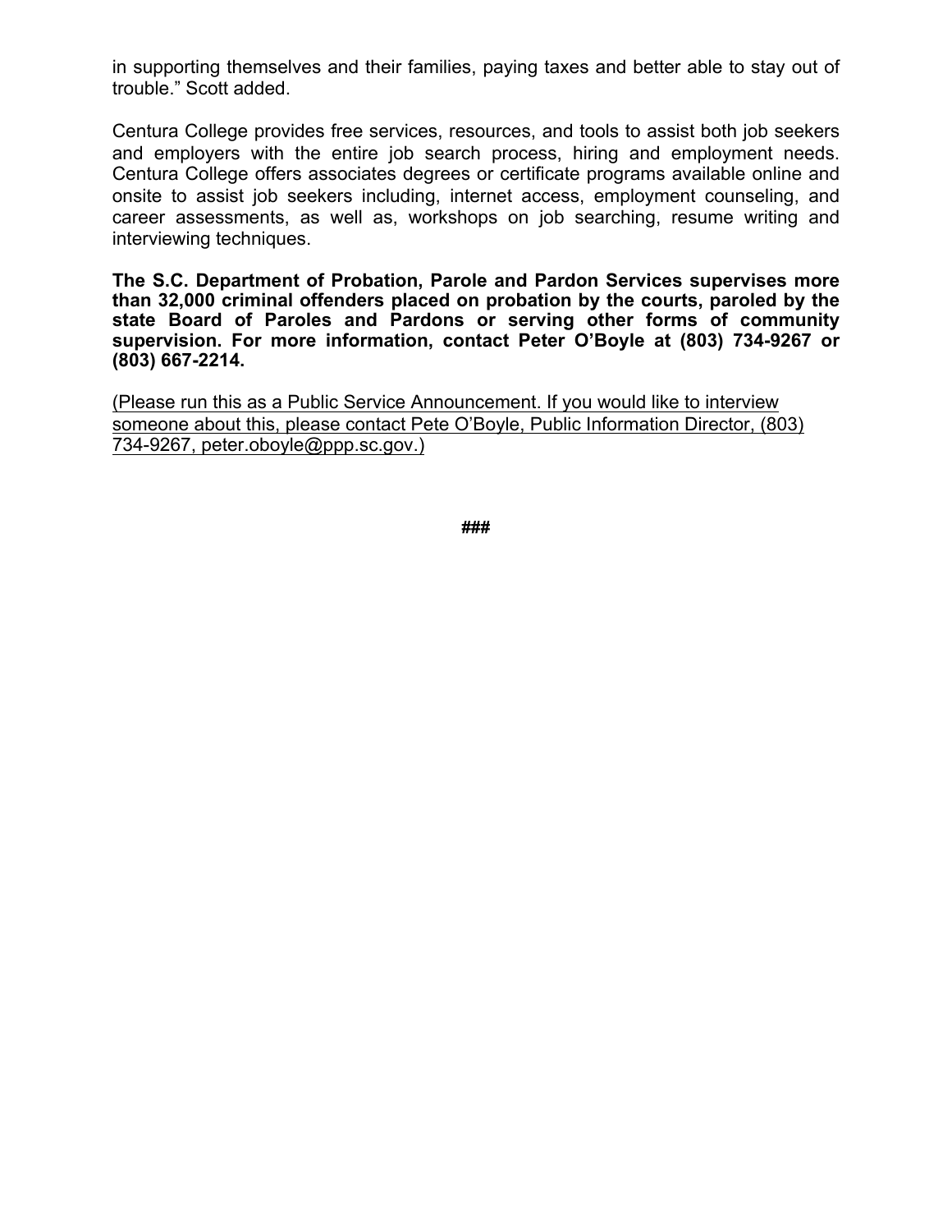in supporting themselves and their families, paying taxes and better able to stay out of trouble." Scott added.

Centura College provides free services, resources, and tools to assist both job seekers and employers with the entire job search process, hiring and employment needs. Centura College offers associates degrees or certificate programs available online and onsite to assist job seekers including, internet access, employment counseling, and career assessments, as well as, workshops on job searching, resume writing and interviewing techniques.

**The S.C. Department of Probation, Parole and Pardon Services supervises more than 32,000 criminal offenders placed on probation by the courts, paroled by the state Board of Paroles and Pardons or serving other forms of community supervision. For more information, contact Peter O'Boyle at (803) 734-9267 or (803) 667-2214.**

(Please run this as a Public Service Announcement. If you would like to interview someone about this, please contact Pete O'Boyle, Public Information Director, (803) 734-9267, peter.oboyle@ppp.sc.gov.)

**###**